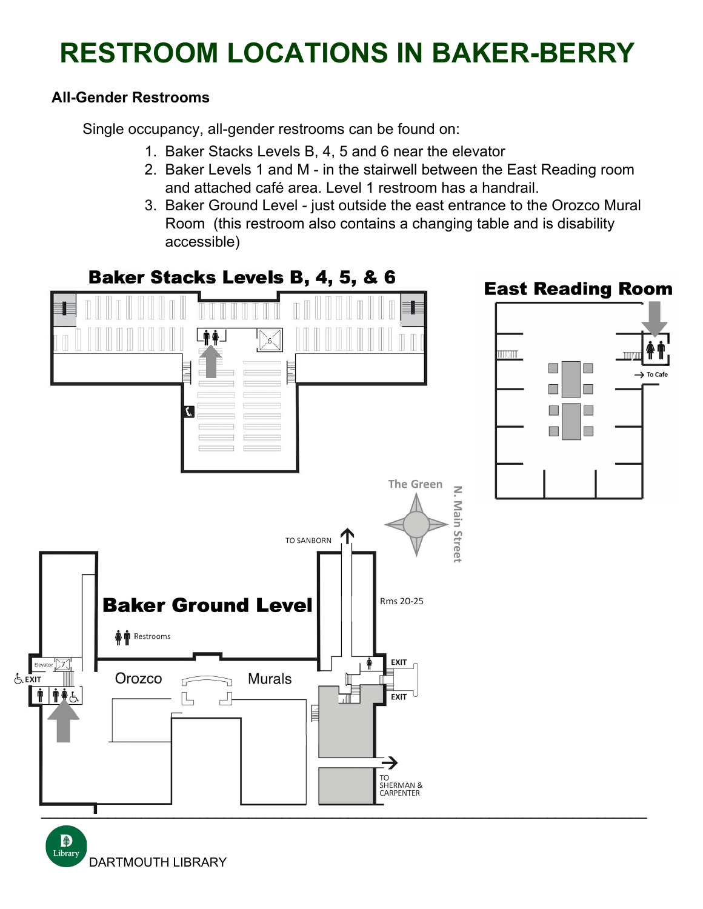# RESTROOM LOCATIONS IN BAKER-BERRY

**All-Gender Restrooms**

Single occupancy, all-gender restrooms can be found on:

1. Baker Stacks Levels B, 4, 5 and 6 near the elevator
2. Baker Levels 1 and M - in the stairwell between the East Reading room and attached café area. Level 1 restroom has a handrail.
3. Baker Ground Level - just outside the east entrance to the Orozco Mural Room (this restroom also contains a changing table and is disability accessible)

**Baker Stacks Levels B, 4, 5, & 6**

6

**East Reading Room**

To Cafe

The Green

N. Main Street

TO SANBORN

**Baker Ground Level**

Restrooms

Rms 20-25

Elevator 7

EXIT

Orozco

Murals

EXIT

EXIT

TO SHERMAN & CARPENTER

DARTMOUTH LIBRARY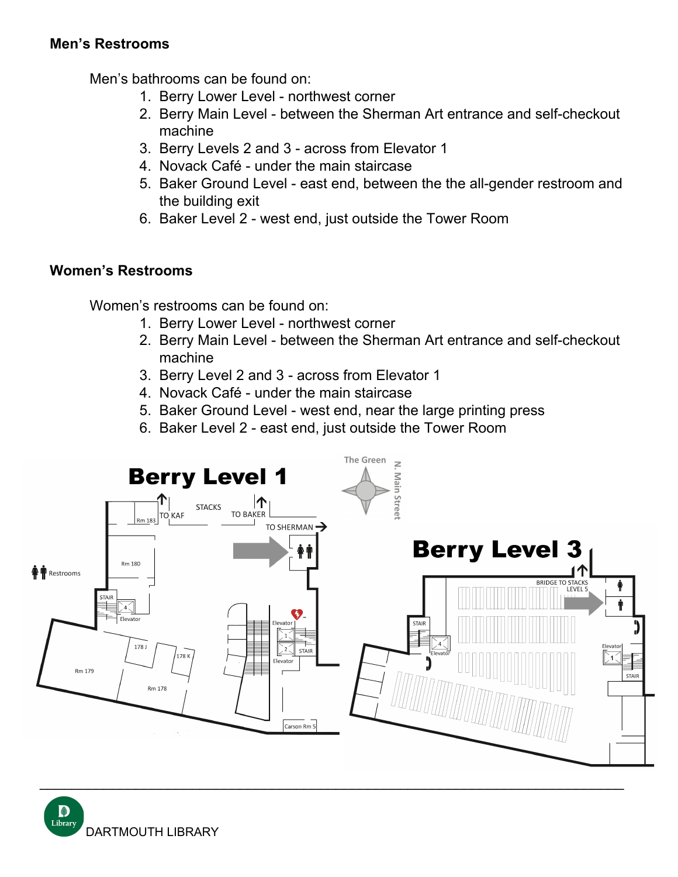## Men's Restrooms

Men's bathrooms can be found on:

1. Berry Lower Level - northwest corner
2. Berry Main Level - between the Sherman Art entrance and self-checkout machine
3. Berry Levels 2 and 3 - across from Elevator 1
4. Novack Café - under the main staircase
5. Baker Ground Level - east end, between the the all-gender restroom and the building exit
6. Baker Level 2 - west end, just outside the Tower Room

## Women's Restrooms

Women's restrooms can be found on:

1. Berry Lower Level - northwest corner
2. Berry Main Level - between the Sherman Art entrance and self-checkout machine
3. Berry Level 2 and 3 - across from Elevator 1
4. Novack Café - under the main staircase
5. Baker Ground Level - west end, near the large printing press
6. Baker Level 2 - east end, just outside the Tower Room

Berry Level 1

Restrooms

TO KAF

STACKS

TO BAKER

TO SHERMAN

Rm 183

Rm 180

STAIR

Elevator

178 J

178 K

Rm 179

Rm 178

Elevator

Elevator

STAIR

Carson Rm 5

The Green

N. Main Street

Berry Level 3

BRIDGE TO STACKS LEVEL 5

STAIR

Elevator

Elevator

STAIR

DARTMOUTH LIBRARY